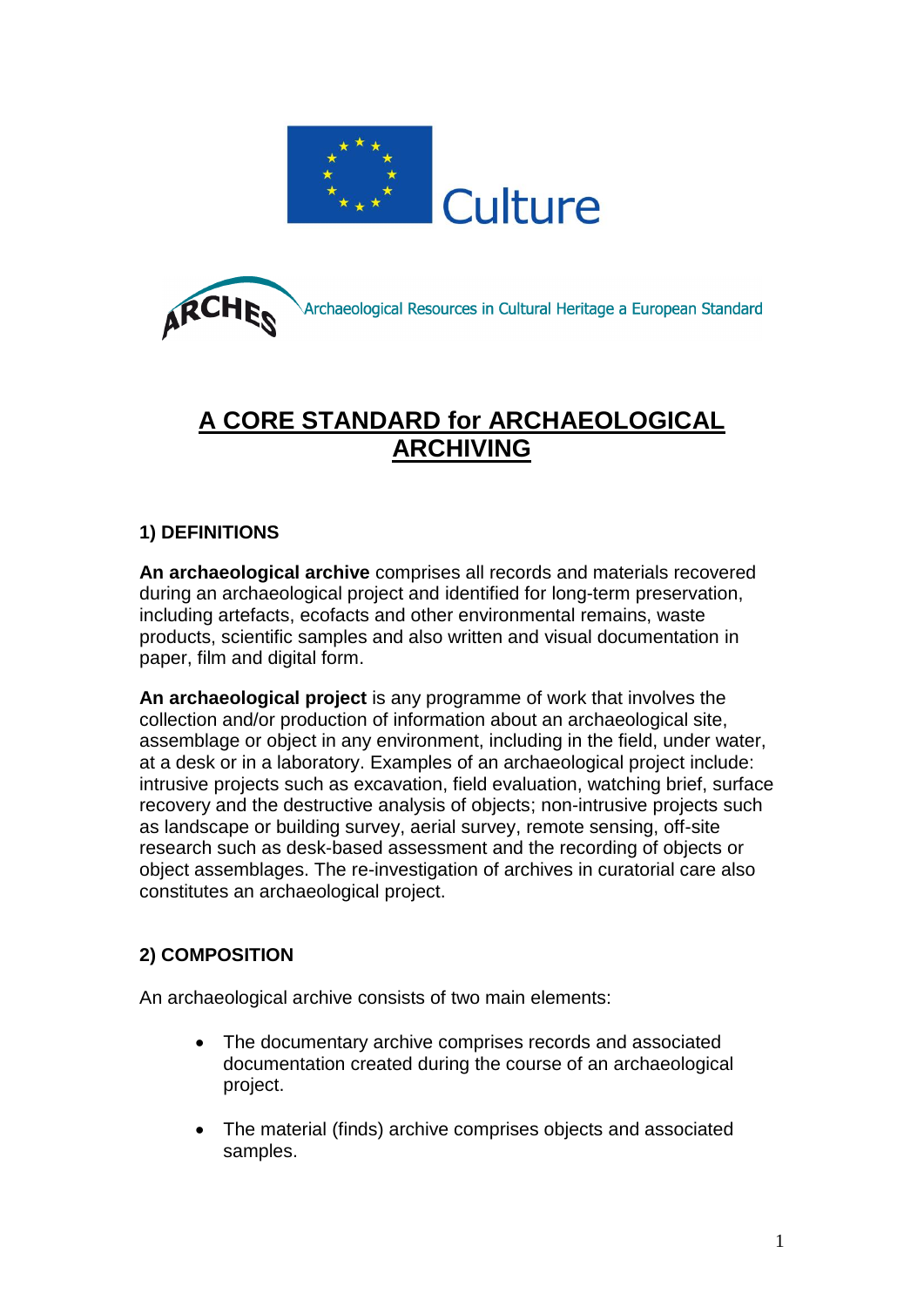Culture

ARCHES Archaeological Resources in Cultural Heritage a European Standard

# A CORE STANDARD for ARCHAEOLOGICAL ARCHIVING

## 1) DEFINITIONS

**An archaeological archive** comprises all records and materials recovered during an archaeological project and identified for long-term preservation, including artefacts, ecofacts and other environmental remains, waste products, scientific samples and also written and visual documentation in paper, film and digital form.

**An archaeological project** is any programme of work that involves the collection and/or production of information about an archaeological site, assemblage or object in any environment, including in the field, under water, at a desk or in a laboratory. Examples of an archaeological project include: intrusive projects such as excavation, field evaluation, watching brief, surface recovery and the destructive analysis of objects; non-intrusive projects such as landscape or building survey, aerial survey, remote sensing, off-site research such as desk-based assessment and the recording of objects or object assemblages. The re-investigation of archives in curatorial care also constitutes an archaeological project.

## 2) COMPOSITION

An archaeological archive consists of two main elements:

- The documentary archive comprises records and associated documentation created during the course of an archaeological project.
- The material (finds) archive comprises objects and associated samples.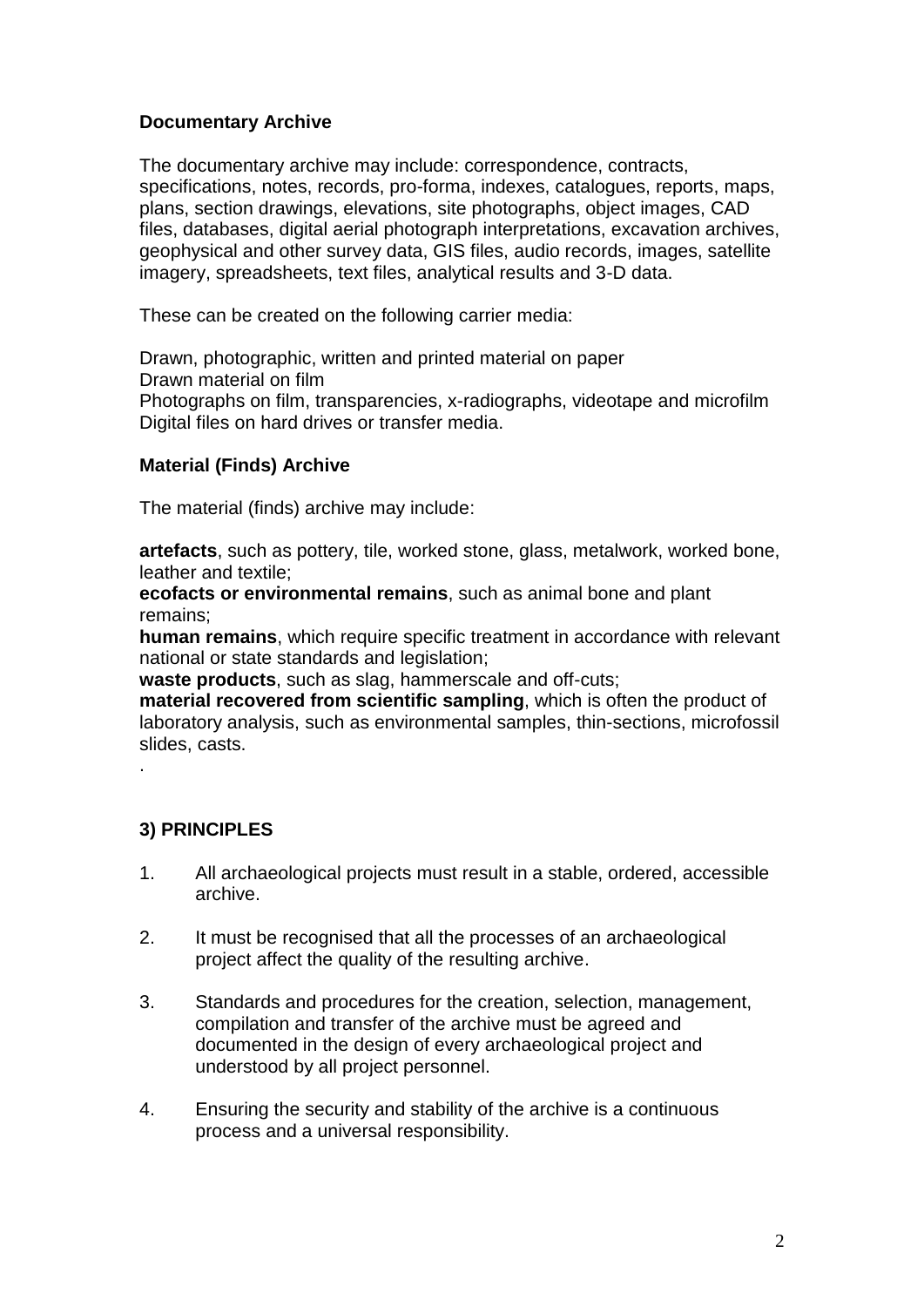**Documentary Archive**

The documentary archive may include: correspondence, contracts, specifications, notes, records, pro-forma, indexes, catalogues, reports, maps, plans, section drawings, elevations, site photographs, object images, CAD files, databases, digital aerial photograph interpretations, excavation archives, geophysical and other survey data, GIS files, audio records, images, satellite imagery, spreadsheets, text files, analytical results and 3-D data.

These can be created on the following carrier media:

Drawn, photographic, written and printed material on paper
Drawn material on film
Photographs on film, transparencies, x-radiographs, videotape and microfilm
Digital files on hard drives or transfer media.

**Material (Finds) Archive**

The material (finds) archive may include:

**artefacts**, such as pottery, tile, worked stone, glass, metalwork, worked bone, leather and textile;
**ecofacts or environmental remains**, such as animal bone and plant remains;
**human remains**, which require specific treatment in accordance with relevant national or state standards and legislation;
**waste products**, such as slag, hammerscale and off-cuts;
**material recovered from scientific sampling**, which is often the product of laboratory analysis, such as environmental samples, thin-sections, microfossil slides, casts.

.

**3) PRINCIPLES**

1. All archaeological projects must result in a stable, ordered, accessible archive.

2. It must be recognised that all the processes of an archaeological project affect the quality of the resulting archive.

3. Standards and procedures for the creation, selection, management, compilation and transfer of the archive must be agreed and documented in the design of every archaeological project and understood by all project personnel.

4. Ensuring the security and stability of the archive is a continuous process and a universal responsibility.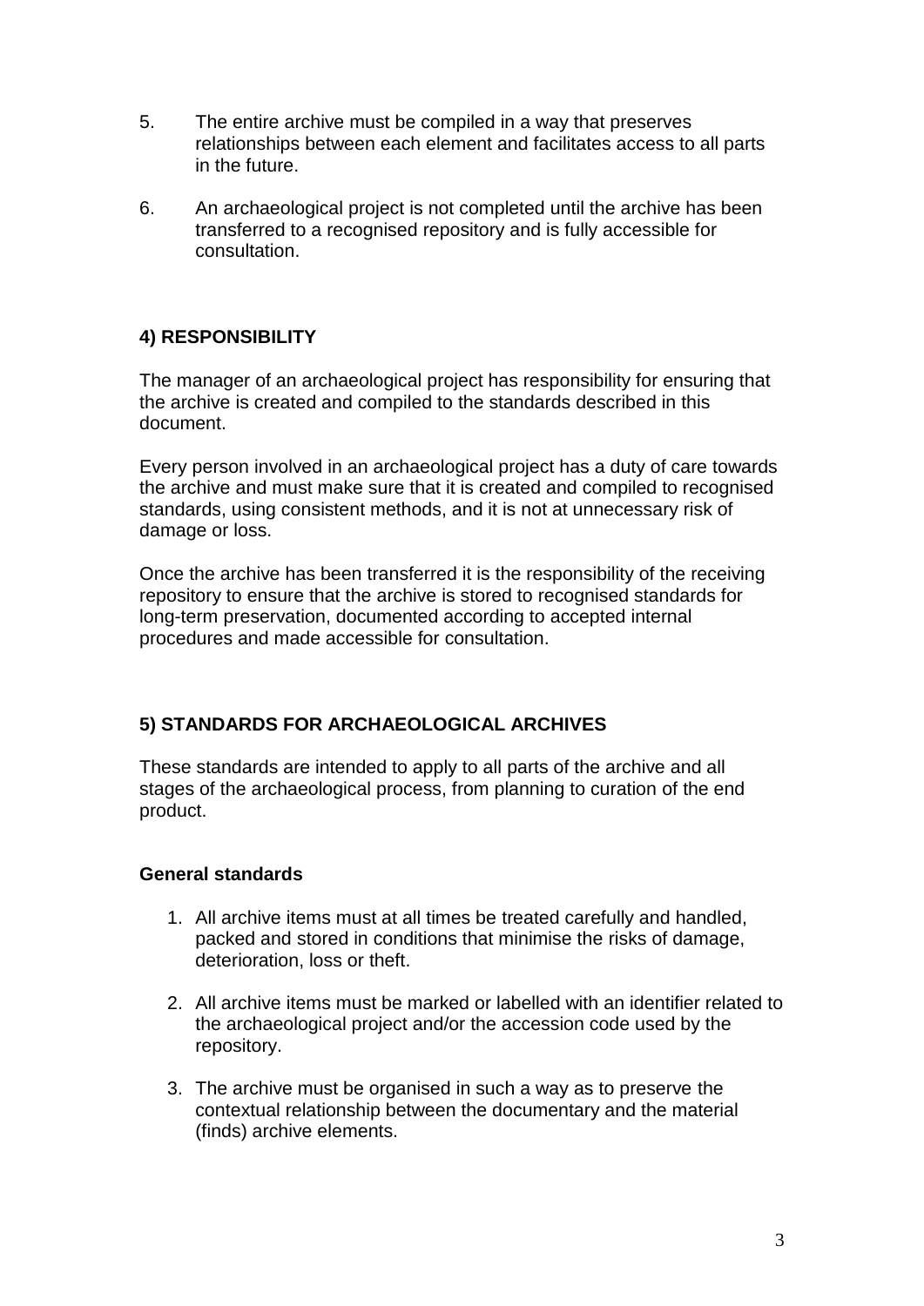5. The entire archive must be compiled in a way that preserves relationships between each element and facilitates access to all parts in the future.

6. An archaeological project is not completed until the archive has been transferred to a recognised repository and is fully accessible for consultation.

## 4) RESPONSIBILITY

The manager of an archaeological project has responsibility for ensuring that the archive is created and compiled to the standards described in this document.

Every person involved in an archaeological project has a duty of care towards the archive and must make sure that it is created and compiled to recognised standards, using consistent methods, and it is not at unnecessary risk of damage or loss.

Once the archive has been transferred it is the responsibility of the receiving repository to ensure that the archive is stored to recognised standards for long-term preservation, documented according to accepted internal procedures and made accessible for consultation.

## 5) STANDARDS FOR ARCHAEOLOGICAL ARCHIVES

These standards are intended to apply to all parts of the archive and all stages of the archaeological process, from planning to curation of the end product.

### General standards

1. All archive items must at all times be treated carefully and handled, packed and stored in conditions that minimise the risks of damage, deterioration, loss or theft.

2. All archive items must be marked or labelled with an identifier related to the archaeological project and/or the accession code used by the repository.

3. The archive must be organised in such a way as to preserve the contextual relationship between the documentary and the material (finds) archive elements.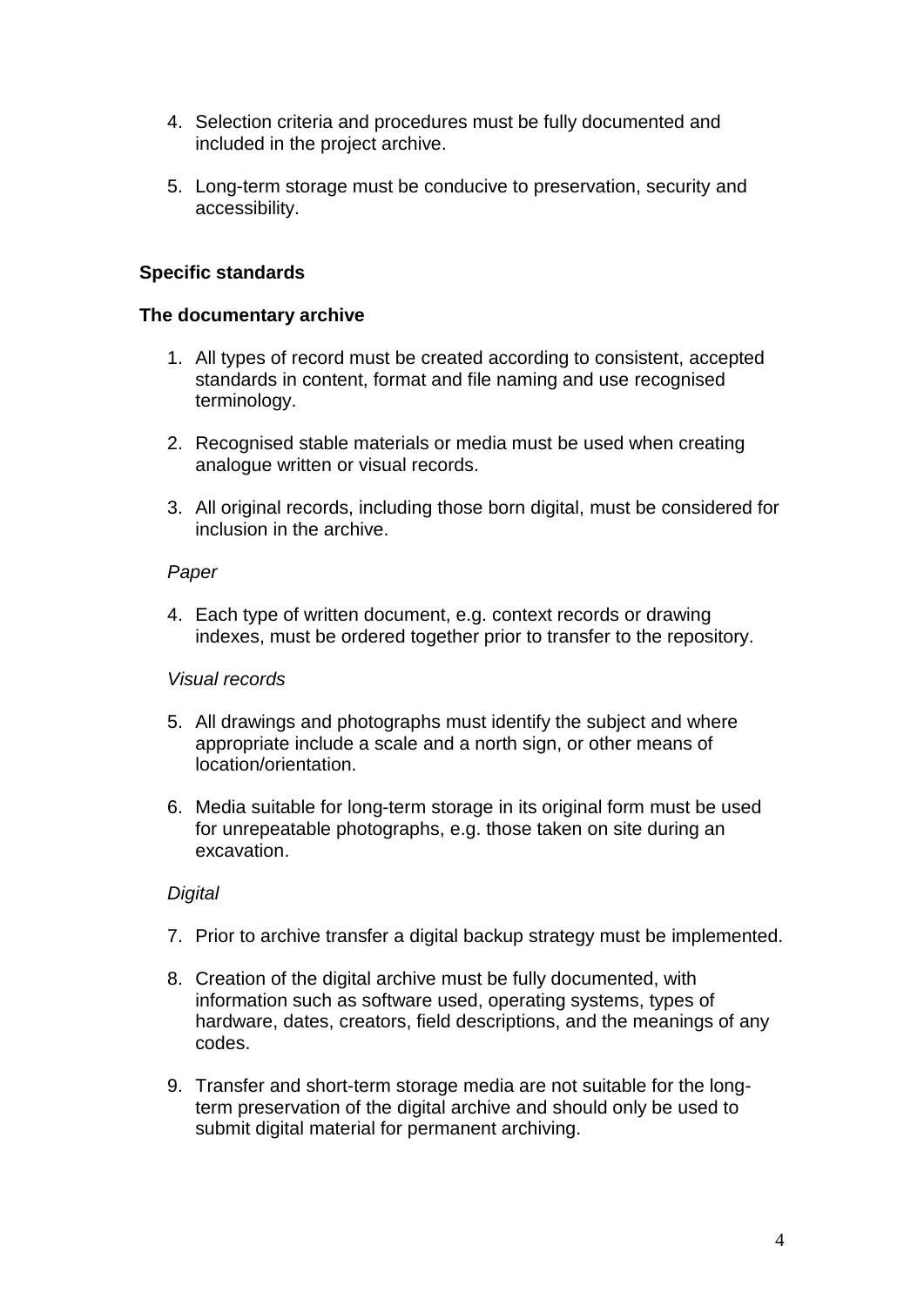4. Selection criteria and procedures must be fully documented and included in the project archive.

5. Long-term storage must be conducive to preservation, security and accessibility.

**Specific standards**

**The documentary archive**

1. All types of record must be created according to consistent, accepted standards in content, format and file naming and use recognised terminology.

2. Recognised stable materials or media must be used when creating analogue written or visual records.

3. All original records, including those born digital, must be considered for inclusion in the archive.

*Paper*

4. Each type of written document, e.g. context records or drawing indexes, must be ordered together prior to transfer to the repository.

*Visual records*

5. All drawings and photographs must identify the subject and where appropriate include a scale and a north sign, or other means of location/orientation.

6. Media suitable for long-term storage in its original form must be used for unrepeatable photographs, e.g. those taken on site during an excavation.

*Digital*

7. Prior to archive transfer a digital backup strategy must be implemented.

8. Creation of the digital archive must be fully documented, with information such as software used, operating systems, types of hardware, dates, creators, field descriptions, and the meanings of any codes.

9. Transfer and short-term storage media are not suitable for the long-term preservation of the digital archive and should only be used to submit digital material for permanent archiving.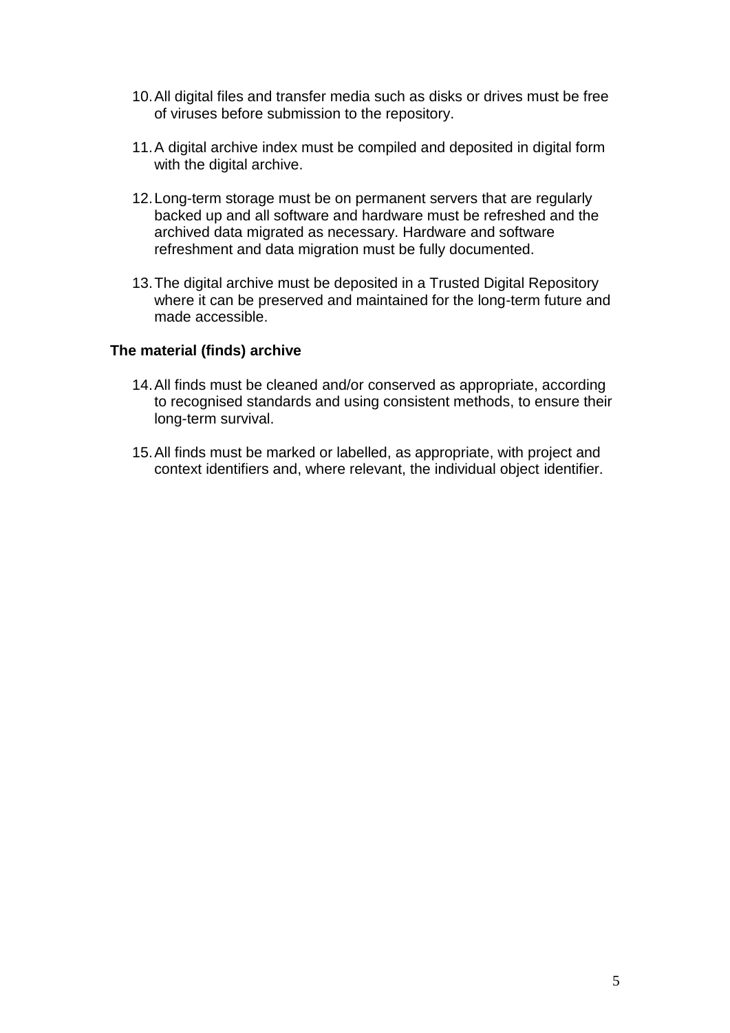10. All digital files and transfer media such as disks or drives must be free of viruses before submission to the repository.

11. A digital archive index must be compiled and deposited in digital form with the digital archive.

12. Long-term storage must be on permanent servers that are regularly backed up and all software and hardware must be refreshed and the archived data migrated as necessary. Hardware and software refreshment and data migration must be fully documented.

13. The digital archive must be deposited in a Trusted Digital Repository where it can be preserved and maintained for the long-term future and made accessible.

**The material (finds) archive**

14. All finds must be cleaned and/or conserved as appropriate, according to recognised standards and using consistent methods, to ensure their long-term survival.

15. All finds must be marked or labelled, as appropriate, with project and context identifiers and, where relevant, the individual object identifier.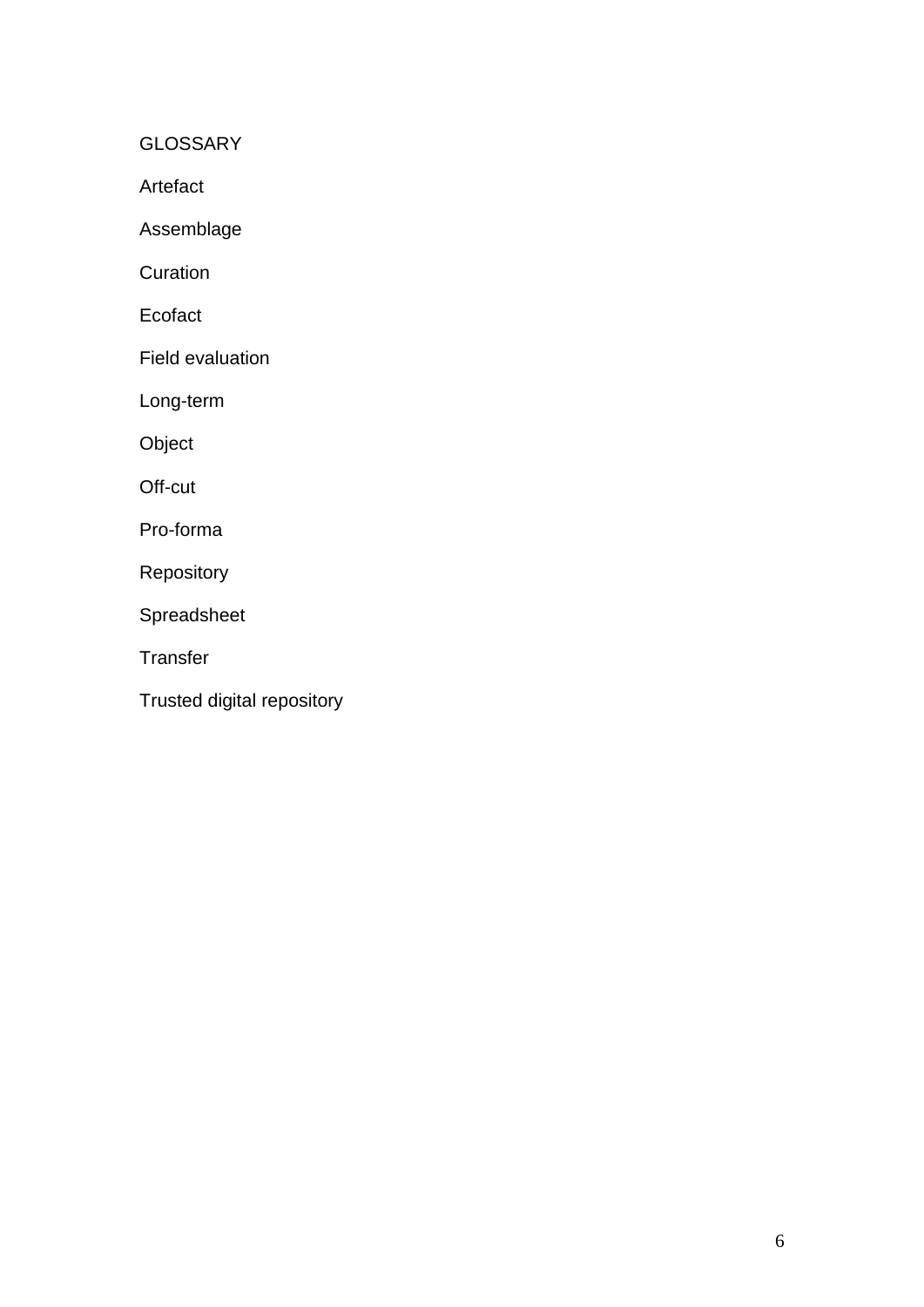# GLOSSARY

Artefact

Assemblage

Curation

Ecofact

Field evaluation

Long-term

Object

Off-cut

Pro-forma

Repository

Spreadsheet

Transfer

Trusted digital repository